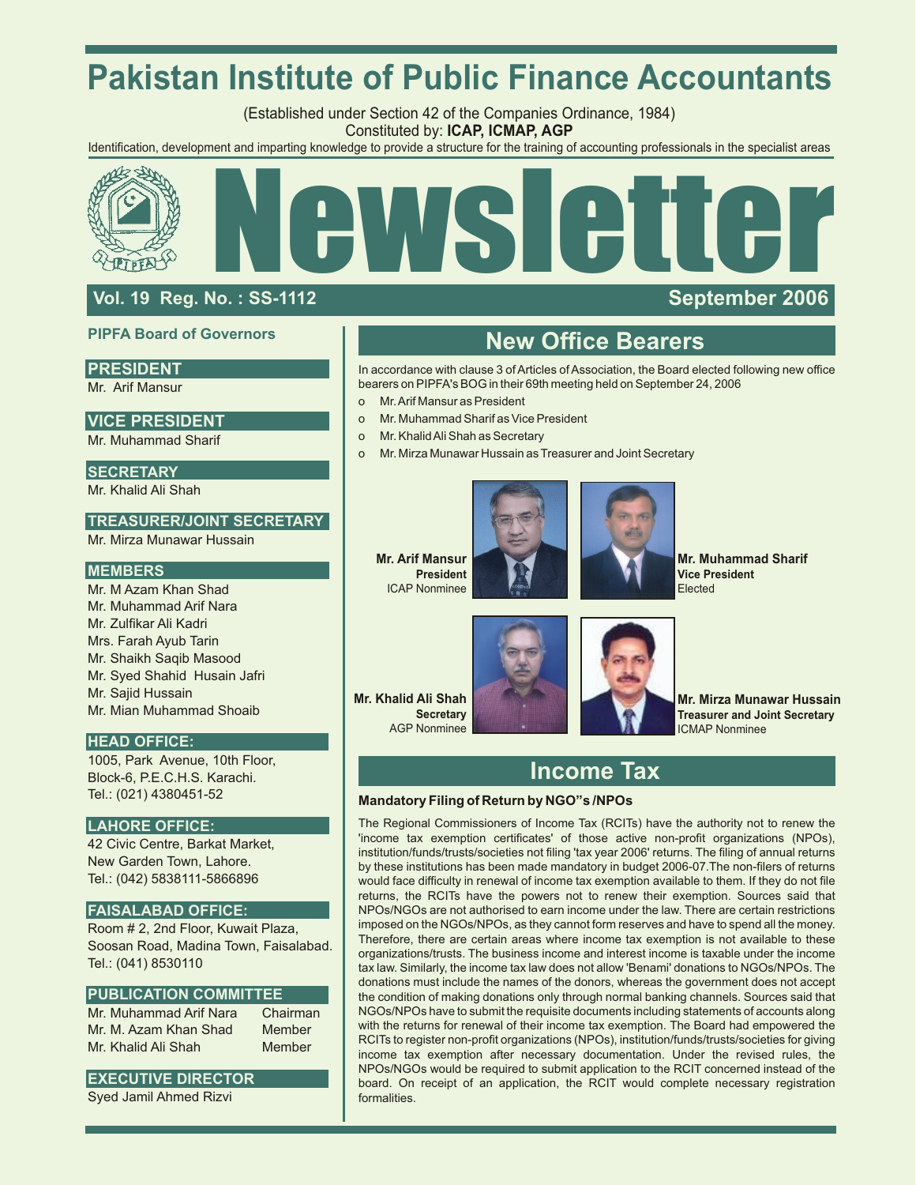# Pakistan Institute of Public Finance Accountants

(Established under Section 42 of the Companies Ordinance, 1984)
Constituted by: **ICAP, ICMAP, AGP**

Identification, development and imparting knowledge to provide a structure for the training of accounting professionals in the specialist areas

# Newsletter

**Vol. 19 Reg. No. : SS-1112** **September 2006**

## PIPFA Board of Governors

**PRESIDENT**
Mr. Arif Mansur

**VICE PRESIDENT**
Mr. Muhammad Sharif

**SECRETARY**
Mr. Khalid Ali Shah

**TREASURER/JOINT SECRETARY**
Mr. Mirza Munawar Hussain

**MEMBERS**
Mr. M Azam Khan Shad
Mr. Muhammad Arif Nara
Mr. Zulfikar Ali Kadri
Mrs. Farah Ayub Tarin
Mr. Shaikh Saqib Masood
Mr. Syed Shahid Husain Jafri
Mr. Sajid Hussain
Mr. Mian Muhammad Shoaib

**HEAD OFFICE:**
1005, Park Avenue, 10th Floor,
Block-6, P.E.C.H.S. Karachi.
Tel.: (021) 4380451-52

**LAHORE OFFICE:**
42 Civic Centre, Barkat Market,
New Garden Town, Lahore.
Tel.: (042) 5838111-5866896

**FAISALABAD OFFICE:**
Room # 2, 2nd Floor, Kuwait Plaza,
Soosan Road, Madina Town, Faisalabad.
Tel.: (041) 8530110

**PUBLICATION COMMITTEE**

| | |
|---|---|
| Mr. Muhammad Arif Nara | Chairman |
| Mr. M. Azam Khan Shad | Member |
| Mr. Khalid Ali Shah | Member |

**EXECUTIVE DIRECTOR**
Syed Jamil Ahmed Rizvi

## New Office Bearers

In accordance with clause 3 of Articles of Association, the Board elected following new office bearers on PIPFA's BOG in their 69th meeting held on September 24, 2006

- Mr. Arif Mansur as President
- Mr. Muhammad Sharif as Vice President
- Mr. Khalid Ali Shah as Secretary
- Mr. Mirza Munawar Hussain as Treasurer and Joint Secretary

**Mr. Arif Mansur**
**President**
ICAP Nonminee

**Mr. Muhammad Sharif**
**Vice President**
Elected

**Mr. Khalid Ali Shah**
**Secretary**
AGP Nonminee

**Mr. Mirza Munawar Hussain**
**Treasurer and Joint Secretary**
ICMAP Nonminee

## Income Tax

### Mandatory Filing of Return by NGO"s /NPOs

The Regional Commissioners of Income Tax (RCITs) have the authority not to renew the 'income tax exemption certificates' of those active non-profit organizations (NPOs), institution/funds/trusts/societies not filing 'tax year 2006' returns. The filing of annual returns by these institutions has been made mandatory in budget 2006-07.The non-filers of returns would face difficulty in renewal of income tax exemption available to them. If they do not file returns, the RCITs have the powers not to renew their exemption. Sources said that NPOs/NGOs are not authorised to earn income under the law. There are certain restrictions imposed on the NGOs/NPOs, as they cannot form reserves and have to spend all the money. Therefore, there are certain areas where income tax exemption is not available to these organizations/trusts. The business income and interest income is taxable under the income tax law. Similarly, the income tax law does not allow 'Benami' donations to NGOs/NPOs. The donations must include the names of the donors, whereas the government does not accept the condition of making donations only through normal banking channels. Sources said that NGOs/NPOs have to submit the requisite documents including statements of accounts along with the returns for renewal of their income tax exemption. The Board had empowered the RCITs to register non-profit organizations (NPOs), institution/funds/trusts/societies for giving income tax exemption after necessary documentation. Under the revised rules, the NPOs/NGOs would be required to submit application to the RCIT concerned instead of the board. On receipt of an application, the RCIT would complete necessary registration formalities.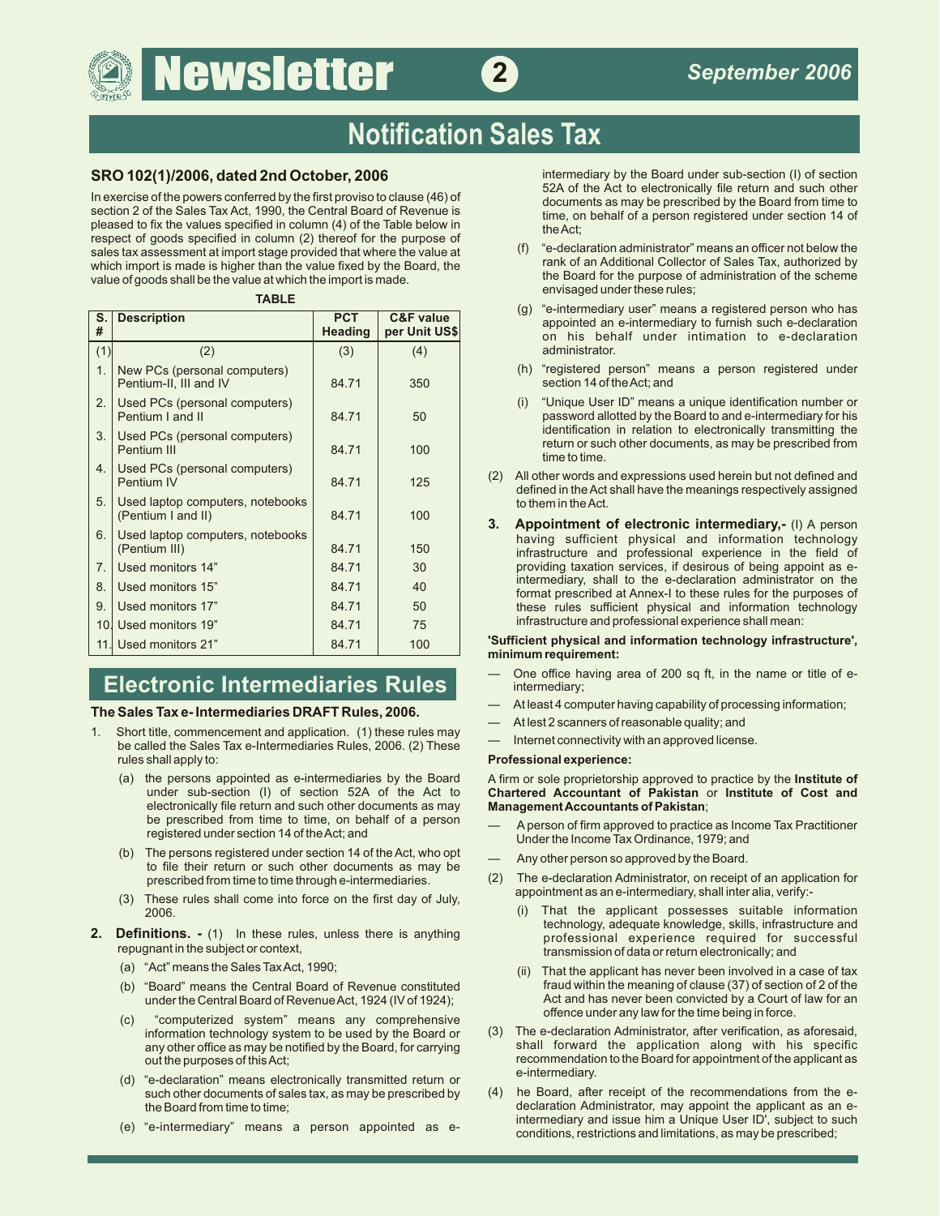# Notification Sales Tax

### SRO 102(1)/2006, dated 2nd October, 2006

In exercise of the powers conferred by the first proviso to clause (46) of section 2 of the Sales Tax Act, 1990, the Central Board of Revenue is pleased to fix the values specified in column (4) of the Table below in respect of goods specified in column (2) thereof for the purpose of sales tax assessment at import stage provided that where the value at which import is made is higher than the value fixed by the Board, the value of goods shall be the value at which the import is made.

**TABLE**

| S. # | Description | PCT Heading | C&F value per Unit US$ |
|---|---|---|---|
| (1) | (2) | (3) | (4) |
| 1. | New PCs (personal computers) Pentium-II, III and IV | 84.71 | 350 |
| 2. | Used PCs (personal computers) Pentium I and II | 84.71 | 50 |
| 3. | Used PCs (personal computers) Pentium III | 84.71 | 100 |
| 4. | Used PCs (personal computers) Pentium IV | 84.71 | 125 |
| 5. | Used laptop computers, notebooks (Pentium I and II) | 84.71 | 100 |
| 6. | Used laptop computers, notebooks (Pentium III) | 84.71 | 150 |
| 7. | Used monitors 14" | 84.71 | 30 |
| 8. | Used monitors 15" | 84.71 | 40 |
| 9. | Used monitors 17" | 84.71 | 50 |
| 10. | Used monitors 19" | 84.71 | 75 |
| 11. | Used monitors 21" | 84.71 | 100 |

## Electronic Intermediaries Rules

### The Sales Tax e- Intermediaries DRAFT Rules, 2006.

1. Short title, commencement and application. (1) these rules may be called the Sales Tax e-Intermediaries Rules, 2006. (2) These rules shall apply to:
   - (a) the persons appointed as e-intermediaries by the Board under sub-section (I) of section 52A of the Act to electronically file return and such other documents as may be prescribed from time to time, on behalf of a person registered under section 14 of the Act; and
   - (b) The persons registered under section 14 of the Act, who opt to file their return or such other documents as may be prescribed from time to time through e-intermediaries.
   - (3) These rules shall come into force on the first day of July, 2006.

2. **Definitions. -** (1) In these rules, unless there is anything repugnant in the subject or context,
   - (a) "Act" means the Sales Tax Act, 1990;
   - (b) "Board" means the Central Board of Revenue constituted under the Central Board of Revenue Act, 1924 (IV of 1924);
   - (c) "computerized system" means any comprehensive information technology system to be used by the Board or any other office as may be notified by the Board, for carrying out the purposes of this Act;
   - (d) "e-declaration" means electronically transmitted return or such other documents of sales tax, as may be prescribed by the Board from time to time;
   - (e) "e-intermediary" means a person appointed as e-intermediary by the Board under sub-section (I) of section 52A of the Act to electronically file return and such other documents as may be prescribed by the Board from time to time, on behalf of a person registered under section 14 of the Act;
   - (f) "e-declaration administrator" means an officer not below the rank of an Additional Collector of Sales Tax, authorized by the Board for the purpose of administration of the scheme envisaged under these rules;
   - (g) "e-intermediary user" means a registered person who has appointed an e-intermediary to furnish such e-declaration on his behalf under intimation to e-declaration administrator.
   - (h) "registered person" means a person registered under section 14 of the Act; and
   - (i) "Unique User ID" means a unique identification number or password allotted by the Board to and e-intermediary for his identification in relation to electronically transmitting the return or such other documents, as may be prescribed from time to time.

   (2) All other words and expressions used herein but not defined and defined in the Act shall have the meanings respectively assigned to them in the Act.

3. **Appointment of electronic intermediary,-** (I) A person having sufficient physical and information technology infrastructure and professional experience in the field of providing taxation services, if desirous of being appoint as e-intermediary, shall to the e-declaration administrator on the format prescribed at Annex-I to these rules for the purposes of these rules sufficient physical and information technology infrastructure and professional experience shall mean:

**'Sufficient physical and information technology infrastructure', minimum requirement:**

- One office having area of 200 sq ft, in the name or title of e-intermediary;
- At least 4 computer having capability of processing information;
- At lest 2 scanners of reasonable quality; and
- Internet connectivity with an approved license.

**Professional experience:**

A firm or sole proprietorship approved to practice by the **Institute of Chartered Accountant of Pakistan** or **Institute of Cost and Management Accountants of Pakistan**;

- A person of firm approved to practice as Income Tax Practitioner Under the Income Tax Ordinance, 1979; and
- Any other person so approved by the Board.

(2) The e-declaration Administrator, on receipt of an application for appointment as an e-intermediary, shall inter alia, verify:-

- (i) That the applicant possesses suitable information technology, adequate knowledge, skills, infrastructure and professional experience required for successful transmission of data or return electronically; and
- (ii) That the applicant has never been involved in a case of tax fraud within the meaning of clause (37) of section of 2 of the Act and has never been convicted by a Court of law for an offence under any law for the time being in force.

(3) The e-declaration Administrator, after verification, as aforesaid, shall forward the application along with his specific recommendation to the Board for appointment of the applicant as e-intermediary.

(4) he Board, after receipt of the recommendations from the e-declaration Administrator, may appoint the applicant as an e-intermediary and issue him a Unique User ID', subject to such conditions, restrictions and limitations, as may be prescribed;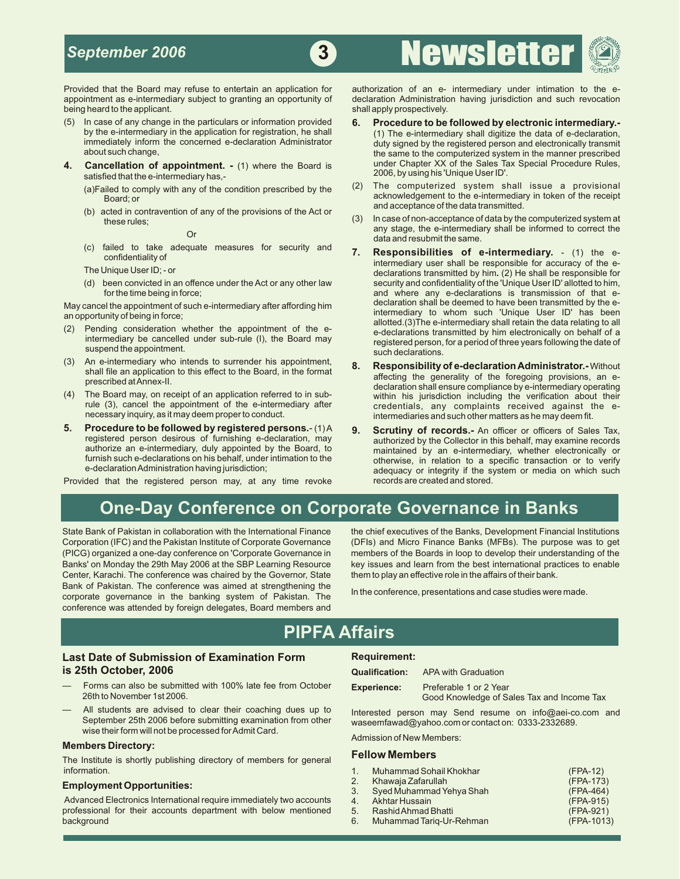Provided that the Board may refuse to entertain an application for appointment as e-intermediary subject to granting an opportunity of being heard to the applicant.

(5) In case of any change in the particulars or information provided by the e-intermediary in the application for registration, he shall immediately inform the concerned e-declaration Administrator about such change,

**4. Cancellation of appointment. -** (1) where the Board is satisfied that the e-intermediary has,-

(a) Failed to comply with any of the condition prescribed by the Board; or

(b) acted in contravention of any of the provisions of the Act or these rules;

Or

(c) failed to take adequate measures for security and confidentiality of The Unique User ID; - or

(d) been convicted in an offence under the Act or any other law for the time being in force;

May cancel the appointment of such e-intermediary after affording him an opportunity of being in force;

(2) Pending consideration whether the appointment of the e-intermediary be cancelled under sub-rule (I), the Board may suspend the appointment.

(3) An e-intermediary who intends to surrender his appointment, shall file an application to this effect to the Board, in the format prescribed at Annex-II.

(4) The Board may, on receipt of an application referred to in sub-rule (3), cancel the appointment of the e-intermediary after necessary inquiry, as it may deem proper to conduct.

**5. Procedure to be followed by registered persons.-** (1) A registered person desirous of furnishing e-declaration, may authorize an e-intermediary, duly appointed by the Board, to furnish such e-declarations on his behalf, under intimation to the e-declaration Administration having jurisdiction;

Provided that the registered person may, at any time revoke authorization of an e- intermediary under intimation to the e-declaration Administration having jurisdiction and such revocation shall apply prospectively.

**6. Procedure to be followed by electronic intermediary.-** (1) The e-intermediary shall digitize the data of e-declaration, duty signed by the registered person and electronically transmit the same to the computerized system in the manner prescribed under Chapter XX of the Sales Tax Special Procedure Rules, 2006, by using his 'Unique User ID'.

(2) The computerized system shall issue a provisional acknowledgement to the e-intermediary in token of the receipt and acceptance of the data transmitted.

(3) In case of non-acceptance of data by the computerized system at any stage, the e-intermediary shall be informed to correct the data and resubmit the same.

**7. Responsibilities of e-intermediary.** - (1) the e-intermediary user shall be responsible for accuracy of the e-declarations transmitted by him**.** (2) He shall be responsible for security and confidentiality of the 'Unique User ID' allotted to him, and where any e-declarations is transmission of that e-declaration shall be deemed to have been transmitted by the e-intermediary to whom such 'Unique User ID' has been allotted.(3)The e-intermediary shall retain the data relating to all e-declarations transmitted by him electronically on behalf of a registered person, for a period of three years following the date of such declarations.

**8. Responsibility of e-declaration Administrator.-** Without affecting the generality of the foregoing provisions, an e-declaration shall ensure compliance by e-intermediary operating within his jurisdiction including the verification about their credentials, any complaints received against the e-intermediaries and such other matters as he may deem fit.

**9. Scrutiny of records.-** An officer or officers of Sales Tax, authorized by the Collector in this behalf, may examine records maintained by an e-intermediary, whether electronically or otherwise, in relation to a specific transaction or to verify adequacy or integrity if the system or media on which such records are created and stored.

# One-Day Conference on Corporate Governance in Banks

State Bank of Pakistan in collaboration with the International Finance Corporation (IFC) and the Pakistan Institute of Corporate Governance (PICG) organized a one-day conference on 'Corporate Governance in Banks' on Monday the 29th May 2006 at the SBP Learning Resource Center, Karachi. The conference was chaired by the Governor, State Bank of Pakistan. The conference was aimed at strengthening the corporate governance in the banking system of Pakistan. The conference was attended by foreign delegates, Board members and the chief executives of the Banks, Development Financial Institutions (DFIs) and Micro Finance Banks (MFBs). The purpose was to get members of the Boards in loop to develop their understanding of the key issues and learn from the best international practices to enable them to play an effective role in the affairs of their bank.

In the conference, presentations and case studies were made.

# PIPFA Affairs

### Last Date of Submission of Examination Form is 25th October, 2006

- Forms can also be submitted with 100% late fee from October 26th to November 1st 2006.
- All students are advised to clear their coaching dues up to September 25th 2006 before submitting examination from other wise their form will not be processed for Admit Card.

### Members Directory:

The Institute is shortly publishing directory of members for general information.

### Employment Opportunities:

Advanced Electronics International require immediately two accounts professional for their accounts department with below mentioned background

### Requirement:

**Qualification:** APA with Graduation

**Experience:** Preferable 1 or 2 Year
Good Knowledge of Sales Tax and Income Tax

Interested person may Send resume on info@aei-co.com and waseemfawad@yahoo.com or contact on: 0333-2332689.

Admission of New Members:

### Fellow Members

| | Name | |
|---|---|---|
| 1. | Muhammad Sohail Khokhar | (FPA-12) |
| 2. | Khawaja Zafarullah | (FPA-173) |
| 3. | Syed Muhammad Yehya Shah | (FPA-464) |
| 4. | Akhtar Hussain | (FPA-915) |
| 5. | Rashid Ahmad Bhatti | (FPA-921) |
| 6. | Muhammad Tariq-Ur-Rehman | (FPA-1013) |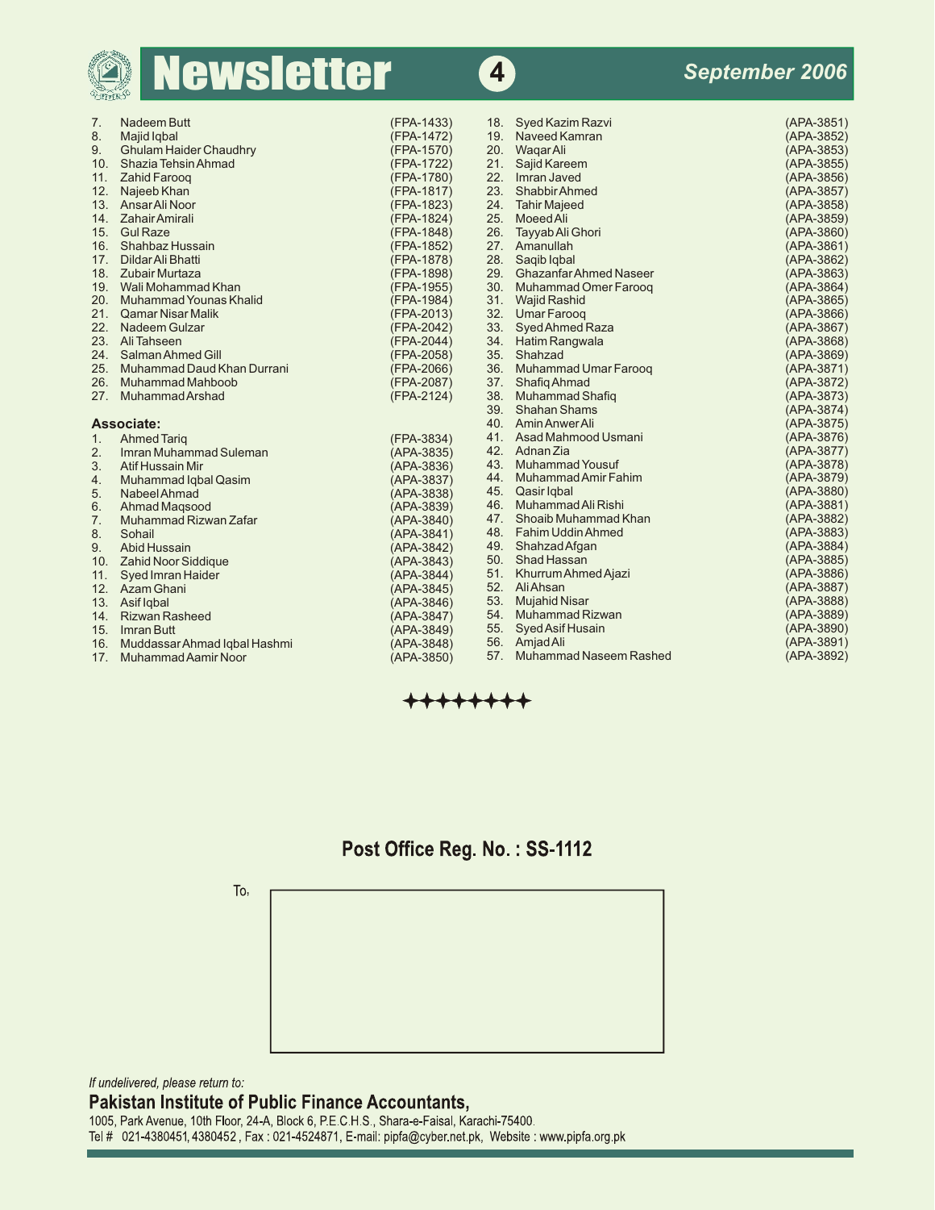7. Nadeem Butt (FPA-1433)
8. Majid Iqbal (FPA-1472)
9. Ghulam Haider Chaudhry (FPA-1570)
10. Shazia Tehsin Ahmad (FPA-1722)
11. Zahid Farooq (FPA-1780)
12. Najeeb Khan (FPA-1817)
13. Ansar Ali Noor (FPA-1823)
14. Zahair Amirali (FPA-1824)
15. Gul Raze (FPA-1848)
16. Shahbaz Hussain (FPA-1852)
17. Dildar Ali Bhatti (FPA-1878)
18. Zubair Murtaza (FPA-1898)
19. Wali Mohammad Khan (FPA-1955)
20. Muhammad Younas Khalid (FPA-1984)
21. Qamar Nisar Malik (FPA-2013)
22. Nadeem Gulzar (FPA-2042)
23. Ali Tahseen (FPA-2044)
24. Salman Ahmed Gill (FPA-2058)
25. Muhammad Daud Khan Durrani (FPA-2066)
26. Muhammad Mahboob (FPA-2087)
27. Muhammad Arshad (FPA-2124)

**Associate:**

1. Ahmed Tariq (FPA-3834)
2. Imran Muhammad Suleman (APA-3835)
3. Atif Hussain Mir (APA-3836)
4. Muhammad Iqbal Qasim (APA-3837)
5. Nabeel Ahmad (APA-3838)
6. Ahmad Maqsood (APA-3839)
7. Muhammad Rizwan Zafar (APA-3840)
8. Sohail (APA-3841)
9. Abid Hussain (APA-3842)
10. Zahid Noor Siddique (APA-3843)
11. Syed Imran Haider (APA-3844)
12. Azam Ghani (APA-3845)
13. Asif Iqbal (APA-3846)
14. Rizwan Rasheed (APA-3847)
15. Imran Butt (APA-3849)
16. Muddassar Ahmad Iqbal Hashmi (APA-3848)
17. Muhammad Aamir Noor (APA-3850)
18. Syed Kazim Razvi (APA-3851)
19. Naveed Kamran (APA-3852)
20. Waqar Ali (APA-3853)
21. Sajid Kareem (APA-3855)
22. Imran Javed (APA-3856)
23. Shabbir Ahmed (APA-3857)
24. Tahir Majeed (APA-3858)
25. Moeed Ali (APA-3859)
26. Tayyab Ali Ghori (APA-3860)
27. Amanullah (APA-3861)
28. Saqib Iqbal (APA-3862)
29. Ghazanfar Ahmed Naseer (APA-3863)
30. Muhammad Omer Farooq (APA-3864)
31. Wajid Rashid (APA-3865)
32. Umar Farooq (APA-3866)
33. Syed Ahmed Raza (APA-3867)
34. Hatim Rangwala (APA-3868)
35. Shahzad (APA-3869)
36. Muhammad Umar Farooq (APA-3871)
37. Shafiq Ahmad (APA-3872)
38. Muhammad Shafiq (APA-3873)
39. Shahan Shams (APA-3874)
40. Amin Anwer Ali (APA-3875)
41. Asad Mahmood Usmani (APA-3876)
42. Adnan Zia (APA-3877)
43. Muhammad Yousuf (APA-3878)
44. Muhammad Amir Fahim (APA-3879)
45. Qasir Iqbal (APA-3880)
46. Muhammad Ali Rishi (APA-3881)
47. Shoaib Muhammad Khan (APA-3882)
48. Fahim Uddin Ahmed (APA-3883)
49. Shahzad Afgan (APA-3884)
50. Shad Hassan (APA-3885)
51. Khurrum Ahmed Ajazi (APA-3886)
52. Ali Ahsan (APA-3887)
53. Mujahid Nisar (APA-3888)
54. Muhammad Rizwan (APA-3889)
55. Syed Asif Husain (APA-3890)
56. Amjad Ali (APA-3891)
57. Muhammad Naseem Rashed (APA-3892)

✦✦✦✦✦✦✦✦

**Post Office Reg. No. : SS-1112**

To,

*If undelivered, please return to:*

**Pakistan Institute of Public Finance Accountants,**

1005, Park Avenue, 10th Floor, 24-A, Block 6, P.E.C.H.S., Shara-e-Faisal, Karachi-75400.

Tel # 021-4380451, 4380452 , Fax : 021-4524871, E-mail: pipfa@cyber.net.pk, Website : www.pipfa.org.pk